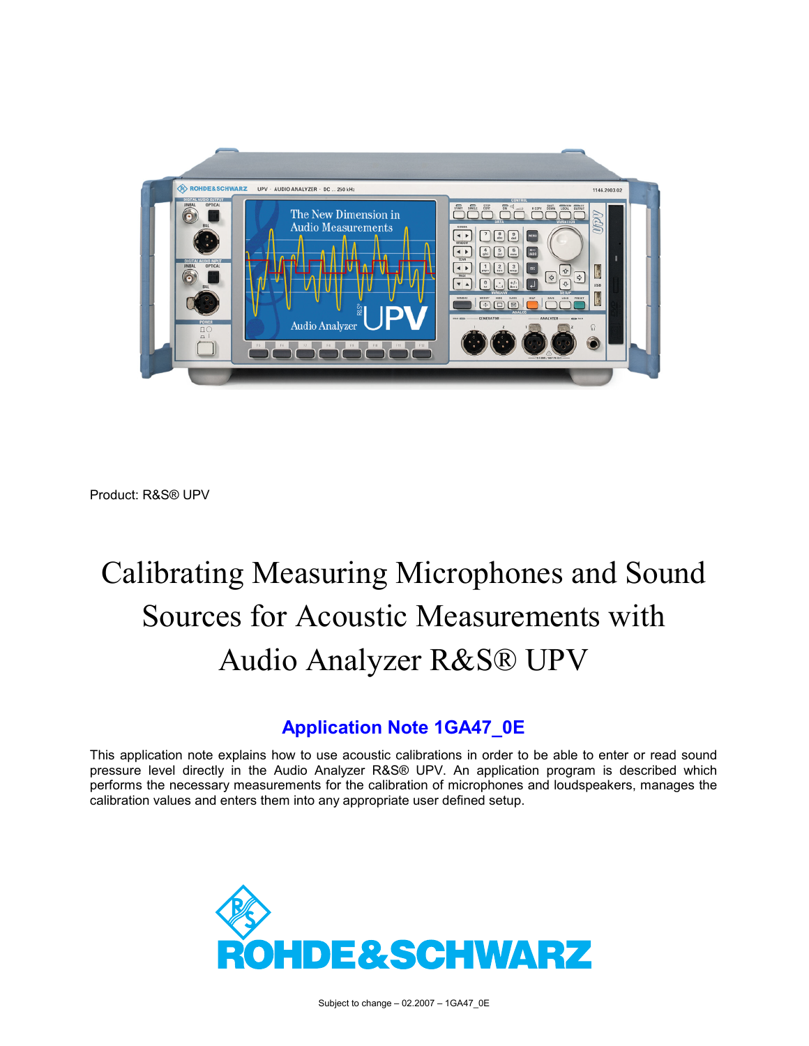Product: R&S® UPV

# Calibrating Measuring Microphones and Sound Sources for Acoustic Measurements with Audio Analyzer R&S® UPV

## Application Note 1GA47_0E

This application note explains how to use acoustic calibrations in order to be able to enter or read sound pressure level directly in the Audio Analyzer R&S® UPV. An application program is described which performs the necessary measurements for the calibration of microphones and loudspeakers, manages the calibration values and enters them into any appropriate user defined setup.

ROHDE&SCHWARZ

Subject to change – 02.2007 – 1GA47_0E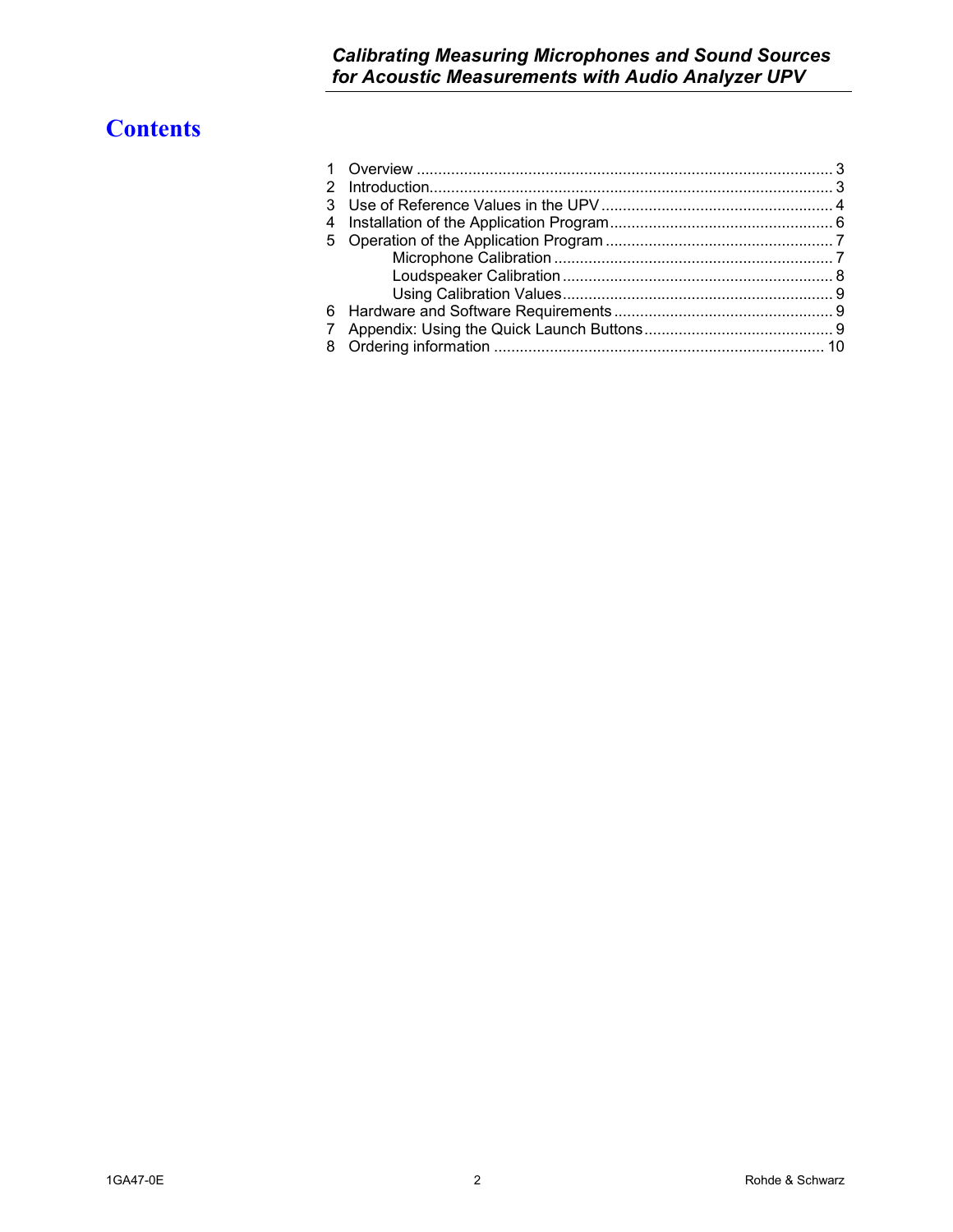# Contents

1 Overview ................................................................................................ 3
2 Introduction............................................................................................. 3
3 Use of Reference Values in the UPV ..................................................... 4
4 Installation of the Application Program.................................................... 6
5 Operation of the Application Program .................................................... 7
   Microphone Calibration ................................................................ 7
   Loudspeaker Calibration .............................................................. 8
   Using Calibration Values.............................................................. 9
6 Hardware and Software Requirements ................................................... 9
7 Appendix: Using the Quick Launch Buttons............................................ 9
8 Ordering information ............................................................................ 10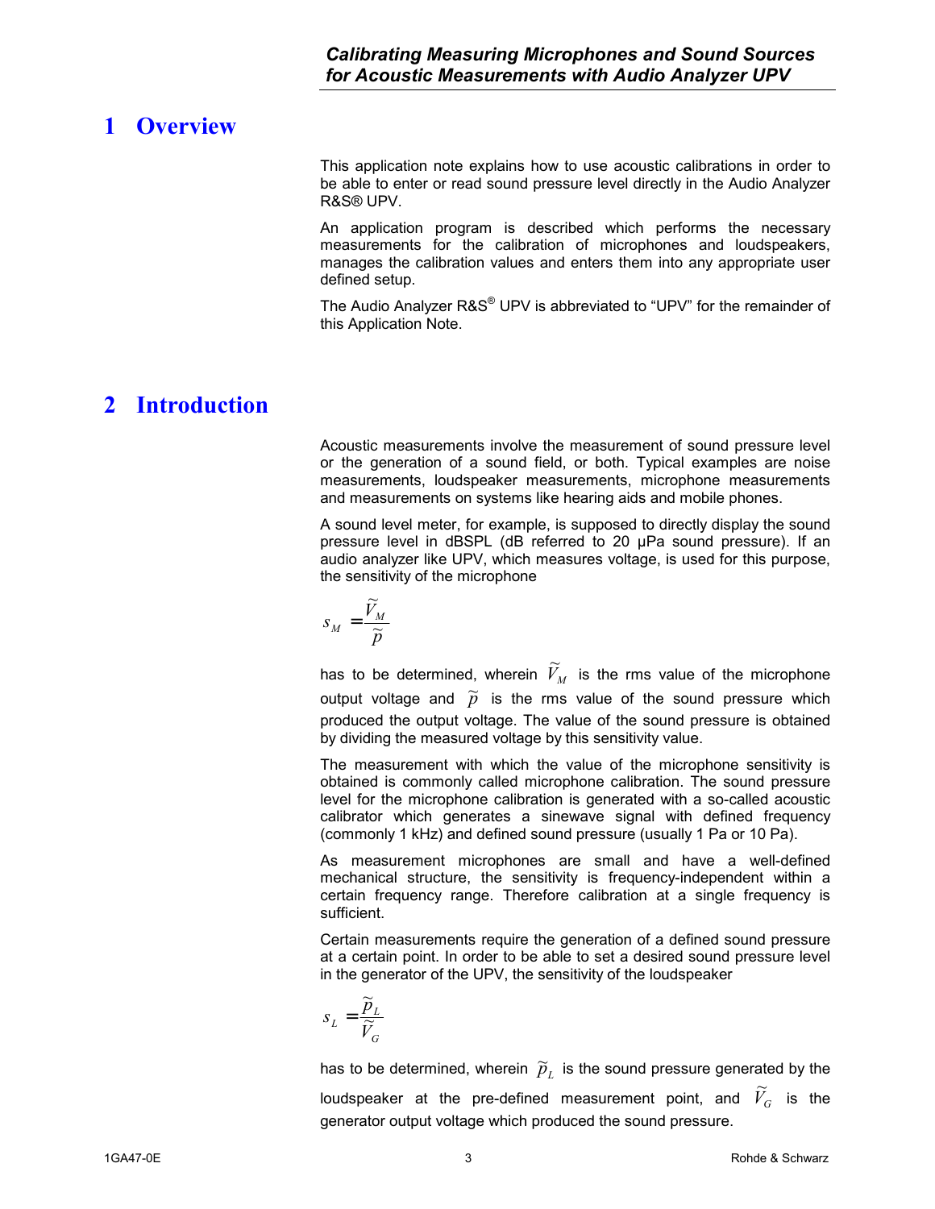# 1 Overview

This application note explains how to use acoustic calibrations in order to be able to enter or read sound pressure level directly in the Audio Analyzer R&S® UPV.

An application program is described which performs the necessary measurements for the calibration of microphones and loudspeakers, manages the calibration values and enters them into any appropriate user defined setup.

The Audio Analyzer R&S® UPV is abbreviated to "UPV" for the remainder of this Application Note.

# 2 Introduction

Acoustic measurements involve the measurement of sound pressure level or the generation of a sound field, or both. Typical examples are noise measurements, loudspeaker measurements, microphone measurements and measurements on systems like hearing aids and mobile phones.

A sound level meter, for example, is supposed to directly display the sound pressure level in dBSPL (dB referred to 20 µPa sound pressure). If an audio analyzer like UPV, which measures voltage, is used for this purpose, the sensitivity of the microphone

$$s_M = \frac{\tilde{V}_M}{\tilde{p}}$$

has to be determined, wherein $\tilde{V}_M$ is the rms value of the microphone output voltage and $\tilde{p}$ is the rms value of the sound pressure which produced the output voltage. The value of the sound pressure is obtained by dividing the measured voltage by this sensitivity value.

The measurement with which the value of the microphone sensitivity is obtained is commonly called microphone calibration. The sound pressure level for the microphone calibration is generated with a so-called acoustic calibrator which generates a sinewave signal with defined frequency (commonly 1 kHz) and defined sound pressure (usually 1 Pa or 10 Pa).

As measurement microphones are small and have a well-defined mechanical structure, the sensitivity is frequency-independent within a certain frequency range. Therefore calibration at a single frequency is sufficient.

Certain measurements require the generation of a defined sound pressure at a certain point. In order to be able to set a desired sound pressure level in the generator of the UPV, the sensitivity of the loudspeaker

$$s_L = \frac{\tilde{p}_L}{\tilde{V}_G}$$

has to be determined, wherein $\tilde{p}_L$ is the sound pressure generated by the loudspeaker at the pre-defined measurement point, and $\tilde{V}_G$ is the generator output voltage which produced the sound pressure.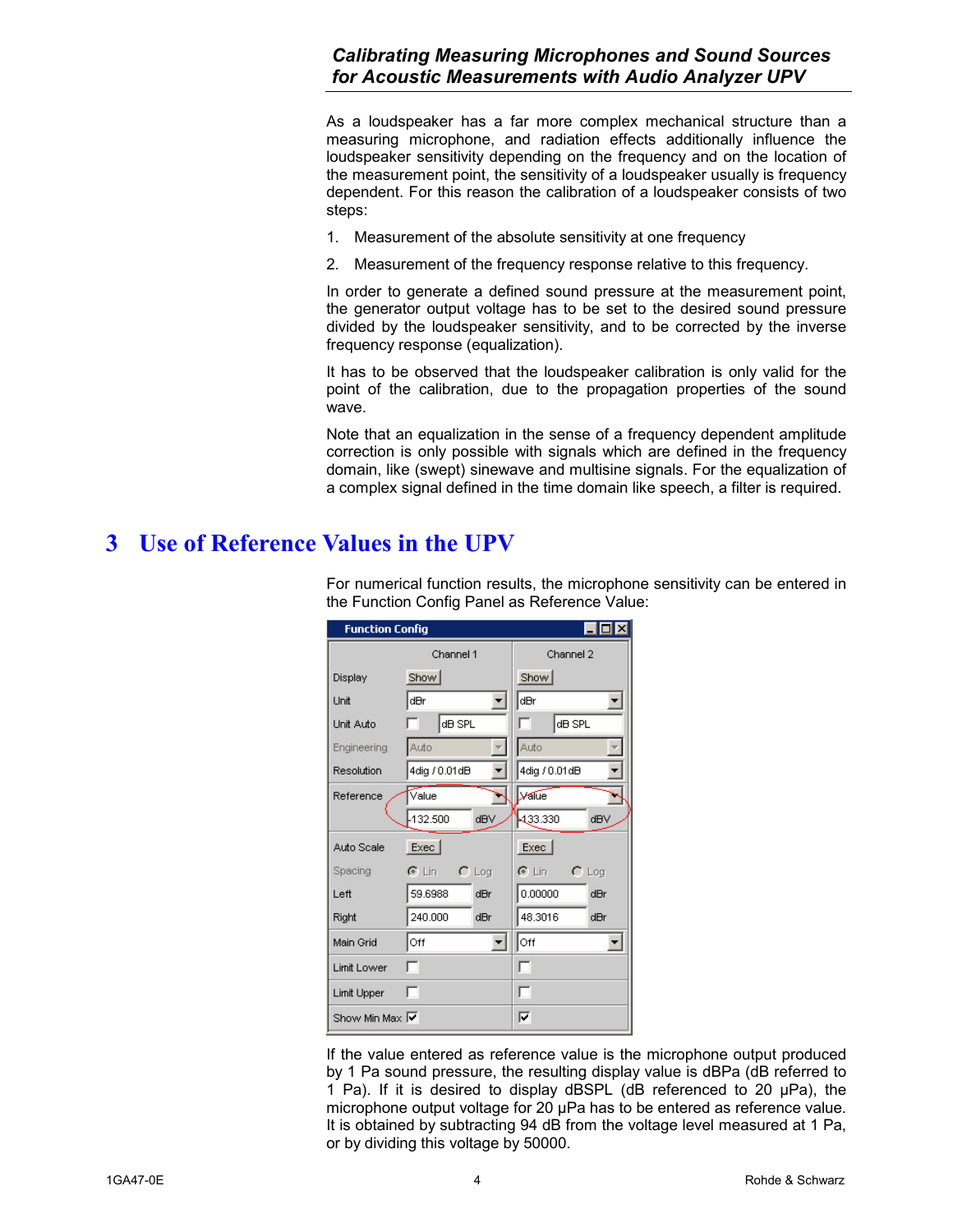As a loudspeaker has a far more complex mechanical structure than a measuring microphone, and radiation effects additionally influence the loudspeaker sensitivity depending on the frequency and on the location of the measurement point, the sensitivity of a loudspeaker usually is frequency dependent. For this reason the calibration of a loudspeaker consists of two steps:

1. Measurement of the absolute sensitivity at one frequency
2. Measurement of the frequency response relative to this frequency.

In order to generate a defined sound pressure at the measurement point, the generator output voltage has to be set to the desired sound pressure divided by the loudspeaker sensitivity, and to be corrected by the inverse frequency response (equalization).

It has to be observed that the loudspeaker calibration is only valid for the point of the calibration, due to the propagation properties of the sound wave.

Note that an equalization in the sense of a frequency dependent amplitude correction is only possible with signals which are defined in the frequency domain, like (swept) sinewave and multisine signals. For the equalization of a complex signal defined in the time domain like speech, a filter is required.

# 3 Use of Reference Values in the UPV

For numerical function results, the microphone sensitivity can be entered in the Function Config Panel as Reference Value:

**Function Config**

| | Channel 1 | Channel 2 |
|---|---|---|
| Display | Show | Show |
| Unit | dBr | dBr |
| Unit Auto | ☐ dB SPL | ☐ dB SPL |
| Engineering | Auto | Auto |
| Resolution | 4dig / 0.01dB | 4dig / 0.01dB |
| Reference | Value | Value |
| | -132.500 dBV | -133.330 dBV |
| Auto Scale | Exec | Exec |
| Spacing | Lin / Log | Lin / Log |
| Left | 59.6988 dBr | 0.00000 dBr |
| Right | 240.000 dBr | 48.3016 dBr |
| Main Grid | Off | Off |
| Limit Lower | ☐ | ☐ |
| Limit Upper | ☐ | ☐ |
| Show Min Max | ☑ | ☑ |

If the value entered as reference value is the microphone output produced by 1 Pa sound pressure, the resulting display value is dBPa (dB referred to 1 Pa). If it is desired to display dBSPL (dB referenced to 20 µPa), the microphone output voltage for 20 µPa has to be entered as reference value. It is obtained by subtracting 94 dB from the voltage level measured at 1 Pa, or by dividing this voltage by 50000.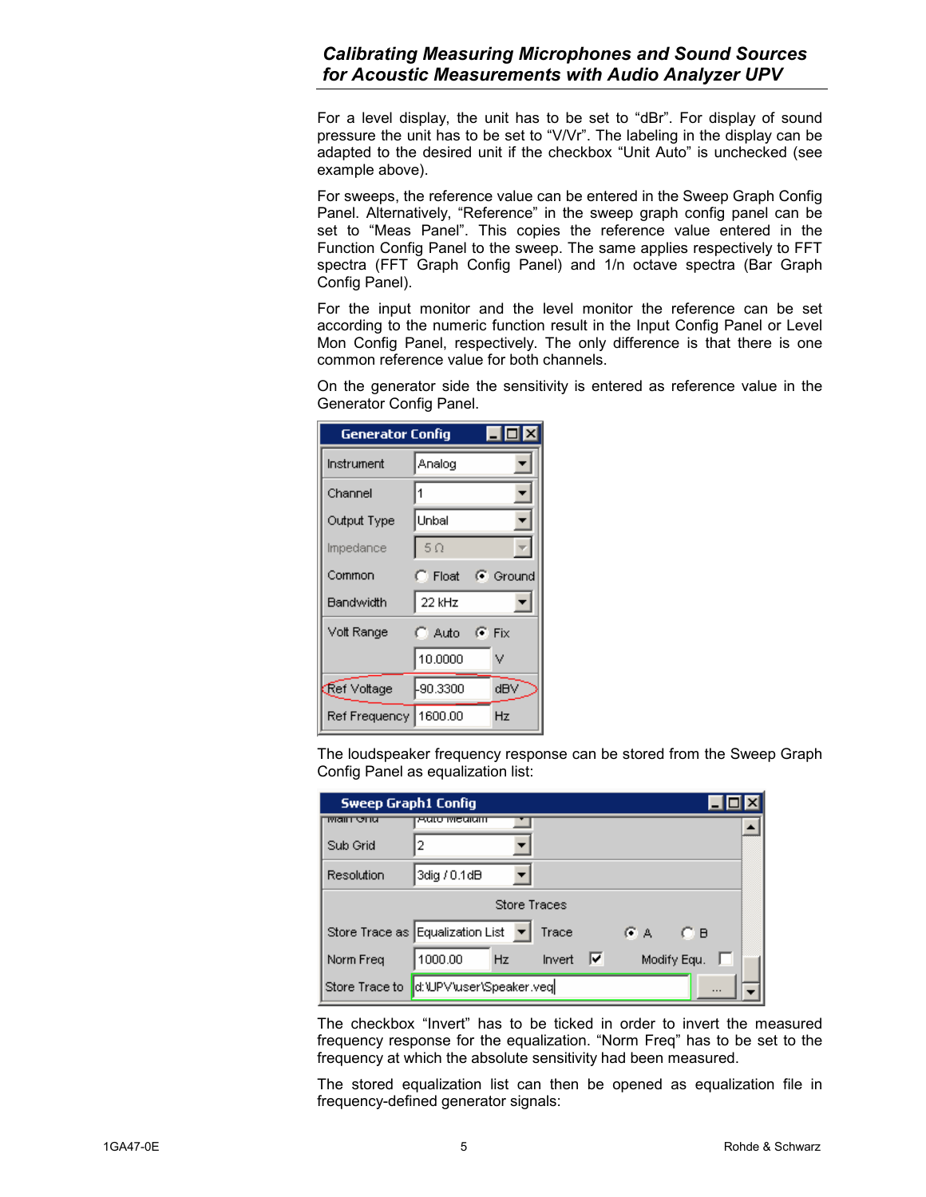For a level display, the unit has to be set to "dBr". For display of sound pressure the unit has to be set to "V/Vr". The labeling in the display can be adapted to the desired unit if the checkbox "Unit Auto" is unchecked (see example above).

For sweeps, the reference value can be entered in the Sweep Graph Config Panel. Alternatively, "Reference" in the sweep graph config panel can be set to "Meas Panel". This copies the reference value entered in the Function Config Panel to the sweep. The same applies respectively to FFT spectra (FFT Graph Config Panel) and 1/n octave spectra (Bar Graph Config Panel).

For the input monitor and the level monitor the reference can be set according to the numeric function result in the Input Config Panel or Level Mon Config Panel, respectively. The only difference is that there is one common reference value for both channels.

On the generator side the sensitivity is entered as reference value in the Generator Config Panel.

The loudspeaker frequency response can be stored from the Sweep Graph Config Panel as equalization list:

The checkbox "Invert" has to be ticked in order to invert the measured frequency response for the equalization. "Norm Freq" has to be set to the frequency at which the absolute sensitivity had been measured.

The stored equalization list can then be opened as equalization file in frequency-defined generator signals: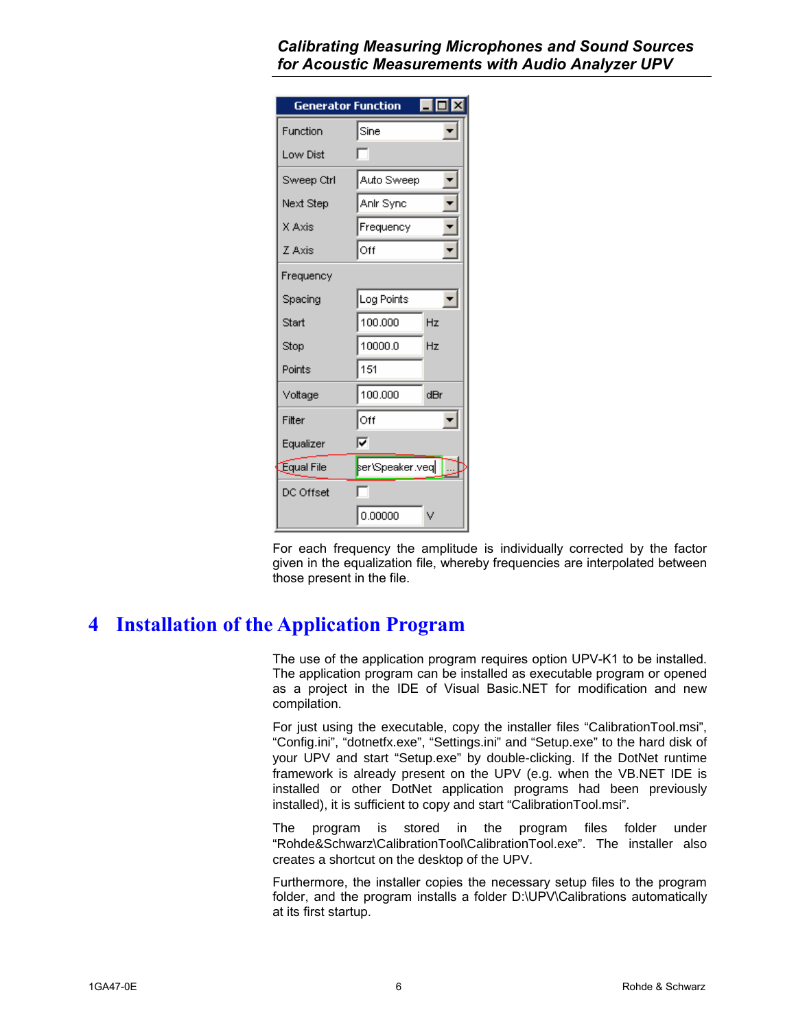For each frequency the amplitude is individually corrected by the factor given in the equalization file, whereby frequencies are interpolated between those present in the file.

# 4 Installation of the Application Program

The use of the application program requires option UPV-K1 to be installed. The application program can be installed as executable program or opened as a project in the IDE of Visual Basic.NET for modification and new compilation.

For just using the executable, copy the installer files “CalibrationTool.msi”, “Config.ini”, “dotnetfx.exe”, “Settings.ini” and “Setup.exe” to the hard disk of your UPV and start “Setup.exe” by double-clicking. If the DotNet runtime framework is already present on the UPV (e.g. when the VB.NET IDE is installed or other DotNet application programs had been previously installed), it is sufficient to copy and start “CalibrationTool.msi”.

The program is stored in the program files folder under “Rohde&Schwarz\CalibrationTool\CalibrationTool.exe”. The installer also creates a shortcut on the desktop of the UPV.

Furthermore, the installer copies the necessary setup files to the program folder, and the program installs a folder D:\UPV\Calibrations automatically at its first startup.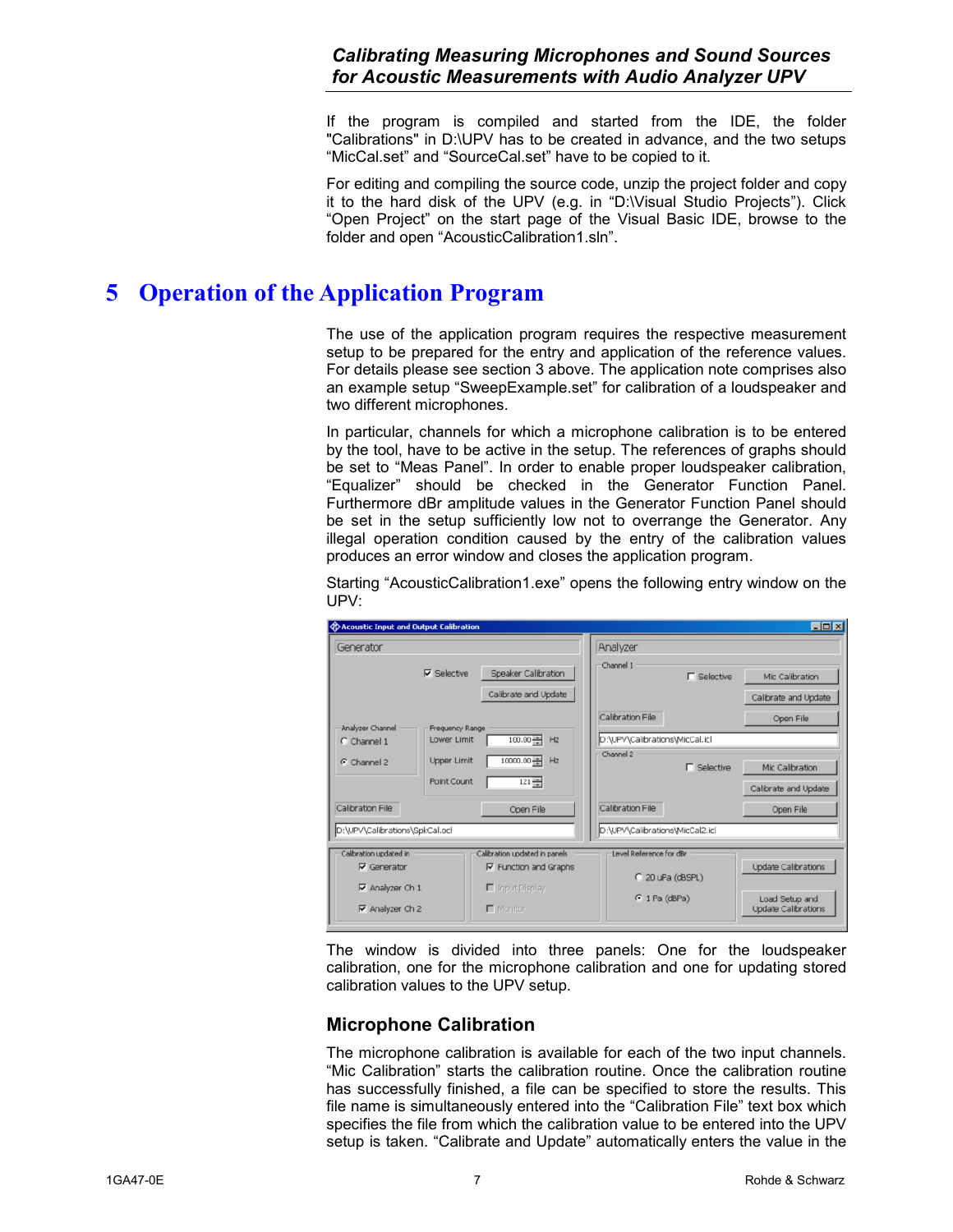If the program is compiled and started from the IDE, the folder "Calibrations" in D:\UPV has to be created in advance, and the two setups "MicCal.set" and "SourceCal.set" have to be copied to it.

For editing and compiling the source code, unzip the project folder and copy it to the hard disk of the UPV (e.g. in "D:\Visual Studio Projects"). Click "Open Project" on the start page of the Visual Basic IDE, browse to the folder and open "AcousticCalibration1.sln".

# 5 Operation of the Application Program

The use of the application program requires the respective measurement setup to be prepared for the entry and application of the reference values. For details please see section 3 above. The application note comprises also an example setup "SweepExample.set" for calibration of a loudspeaker and two different microphones.

In particular, channels for which a microphone calibration is to be entered by the tool, have to be active in the setup. The references of graphs should be set to "Meas Panel". In order to enable proper loudspeaker calibration, "Equalizer" should be checked in the Generator Function Panel. Furthermore dBr amplitude values in the Generator Function Panel should be set in the setup sufficiently low not to overrange the Generator. Any illegal operation condition caused by the entry of the calibration values produces an error window and closes the application program.

Starting "AcousticCalibration1.exe" opens the following entry window on the UPV:

The window is divided into three panels: One for the loudspeaker calibration, one for the microphone calibration and one for updating stored calibration values to the UPV setup.

## Microphone Calibration

The microphone calibration is available for each of the two input channels. "Mic Calibration" starts the calibration routine. Once the calibration routine has successfully finished, a file can be specified to store the results. This file name is simultaneously entered into the "Calibration File" text box which specifies the file from which the calibration value to be entered into the UPV setup is taken. "Calibrate and Update" automatically enters the value in the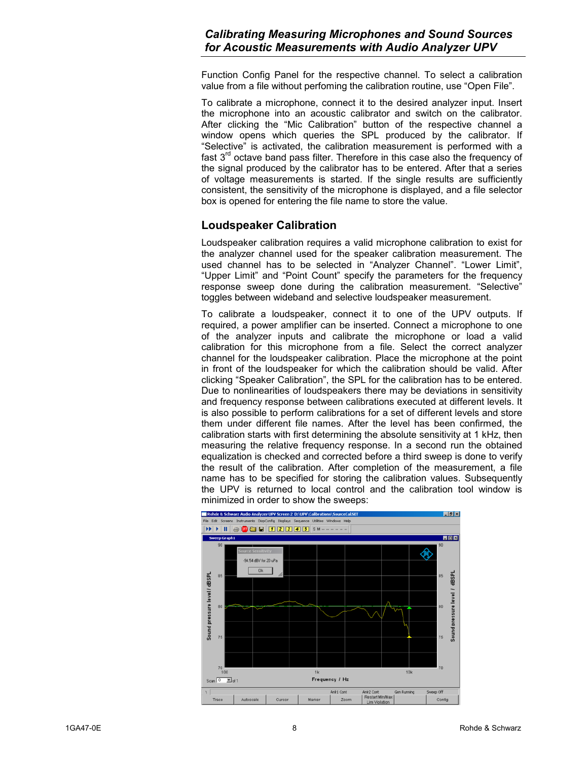Function Config Panel for the respective channel. To select a calibration value from a file without perfoming the calibration routine, use “Open File”.

To calibrate a microphone, connect it to the desired analyzer input. Insert the microphone into an acoustic calibrator and switch on the calibrator. After clicking the “Mic Calibration” button of the respective channel a window opens which queries the SPL produced by the calibrator. If “Selective” is activated, the calibration measurement is performed with a fast 3rd octave band pass filter. Therefore in this case also the frequency of the signal produced by the calibrator has to be entered. After that a series of voltage measurements is started. If the single results are sufficiently consistent, the sensitivity of the microphone is displayed, and a file selector box is opened for entering the file name to store the value.

## Loudspeaker Calibration

Loudspeaker calibration requires a valid microphone calibration to exist for the analyzer channel used for the speaker calibration measurement. The used channel has to be selected in “Analyzer Channel”. “Lower Limit”, “Upper Limit” and “Point Count” specify the parameters for the frequency response sweep done during the calibration measurement. “Selective” toggles between wideband and selective loudspeaker measurement.

To calibrate a loudspeaker, connect it to one of the UPV outputs. If required, a power amplifier can be inserted. Connect a microphone to one of the analyzer inputs and calibrate the microphone or load a valid calibration for this microphone from a file. Select the correct analyzer channel for the loudspeaker calibration. Place the microphone at the point in front of the loudspeaker for which the calibration should be valid. After clicking “Speaker Calibration”, the SPL for the calibration has to be entered. Due to nonlinearities of loudspeakers there may be deviations in sensitivity and frequency response between calibrations executed at different levels. It is also possible to perform calibrations for a set of different levels and store them under different file names. After the level has been confirmed, the calibration starts with first determining the absolute sensitivity at 1 kHz, then measuring the relative frequency response. In a second run the obtained equalization is checked and corrected before a third sweep is done to verify the result of the calibration. After completion of the measurement, a file name has to be specified for storing the calibration values. Subsequently the UPV is returned to local control and the calibration tool window is minimized in order to show the sweeps: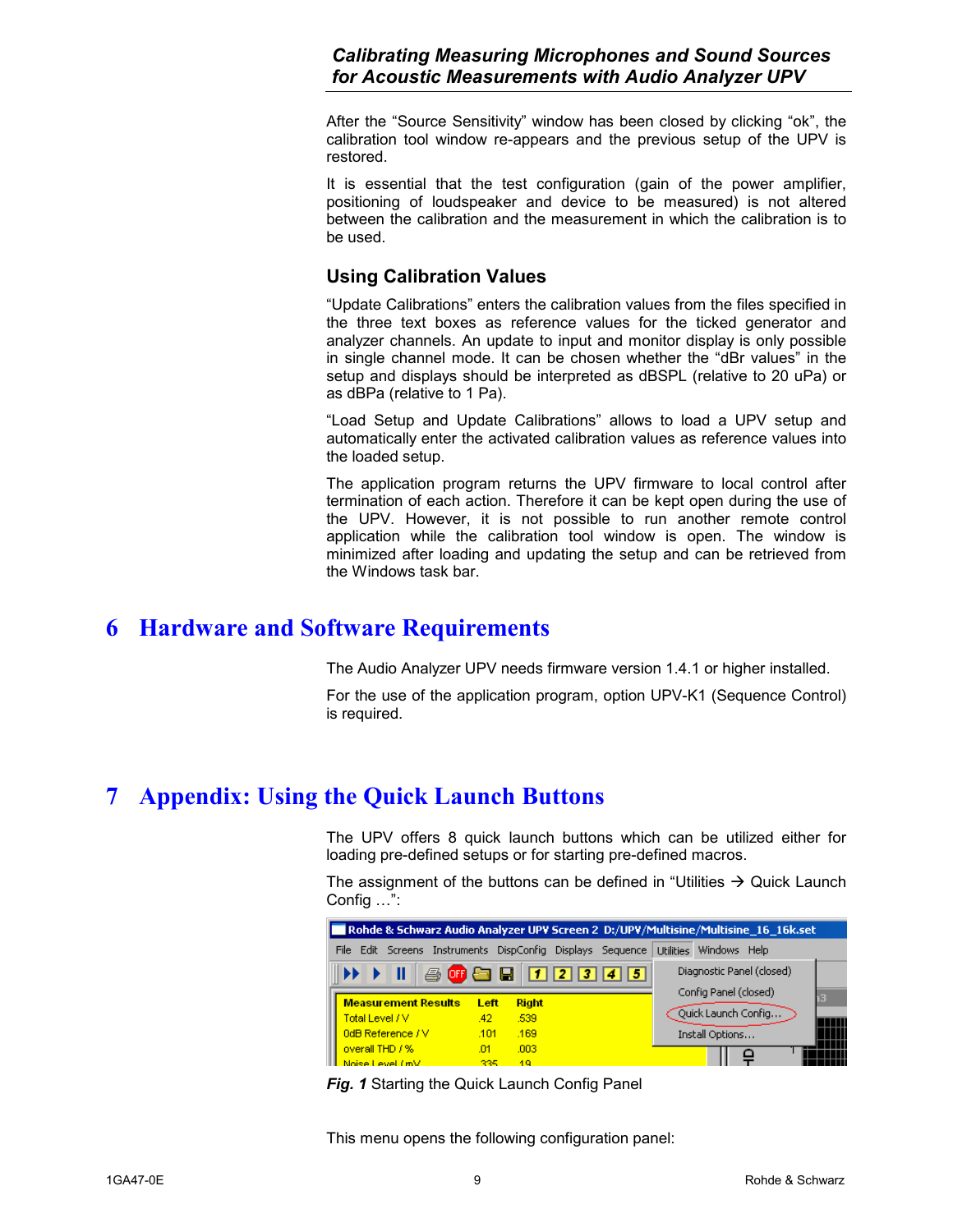After the “Source Sensitivity” window has been closed by clicking “ok”, the calibration tool window re-appears and the previous setup of the UPV is restored.

It is essential that the test configuration (gain of the power amplifier, positioning of loudspeaker and device to be measured) is not altered between the calibration and the measurement in which the calibration is to be used.

### Using Calibration Values

“Update Calibrations” enters the calibration values from the files specified in the three text boxes as reference values for the ticked generator and analyzer channels. An update to input and monitor display is only possible in single channel mode. It can be chosen whether the “dBr values” in the setup and displays should be interpreted as dBSPL (relative to 20 uPa) or as dBPa (relative to 1 Pa).

“Load Setup and Update Calibrations” allows to load a UPV setup and automatically enter the activated calibration values as reference values into the loaded setup.

The application program returns the UPV firmware to local control after termination of each action. Therefore it can be kept open during the use of the UPV. However, it is not possible to run another remote control application while the calibration tool window is open. The window is minimized after loading and updating the setup and can be retrieved from the Windows task bar.

# 6 Hardware and Software Requirements

The Audio Analyzer UPV needs firmware version 1.4.1 or higher installed.

For the use of the application program, option UPV-K1 (Sequence Control) is required.

# 7 Appendix: Using the Quick Launch Buttons

The UPV offers 8 quick launch buttons which can be utilized either for loading pre-defined setups or for starting pre-defined macros.

The assignment of the buttons can be defined in “Utilities → Quick Launch Config …”:

***Fig. 1*** Starting the Quick Launch Config Panel

This menu opens the following configuration panel: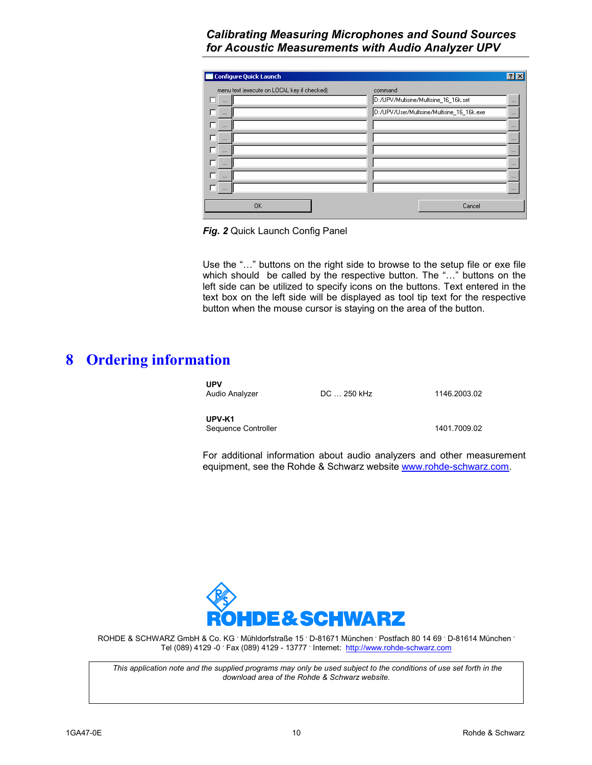Fig. 2 Quick Launch Config Panel

Use the "…" buttons on the right side to browse to the setup file or exe file which should be called by the respective button. The "…" buttons on the left side can be utilized to specify icons on the buttons. Text entered in the text box on the left side will be displayed as tool tip text for the respective button when the mouse cursor is staying on the area of the button.

# 8 Ordering information

| | | |
|---|---|---|
| **UPV** Audio Analyzer | DC … 250 kHz | 1146.2003.02 |
| **UPV-K1** Sequence Controller | | 1401.7009.02 |

For additional information about audio analyzers and other measurement equipment, see the Rohde & Schwarz website www.rohde-schwarz.com.

ROHDE & SCHWARZ GmbH & Co. KG · Mühldorfstraße 15 · D-81671 München · Postfach 80 14 69 · D-81614 München · Tel (089) 4129 -0 · Fax (089) 4129 - 13777 · Internet: http://www.rohde-schwarz.com

*This application note and the supplied programs may only be used subject to the conditions of use set forth in the download area of the Rohde & Schwarz website.*